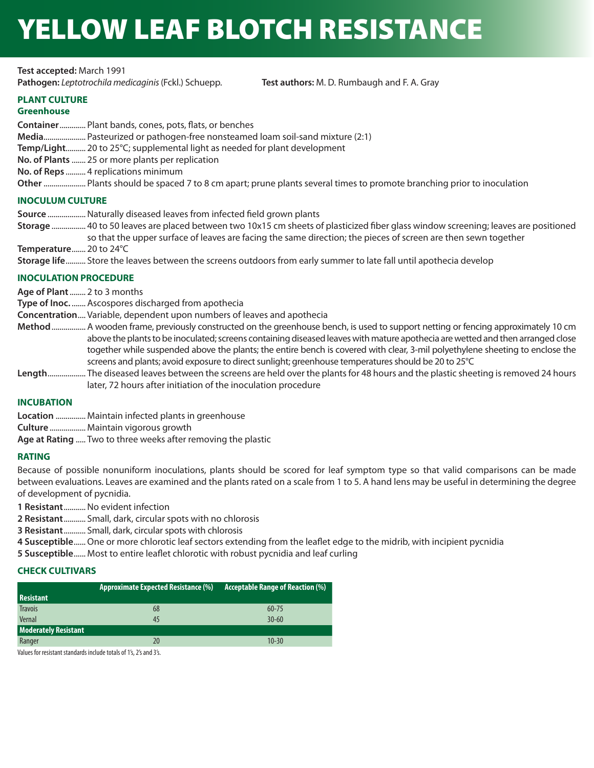# YELLOW LEAF BLOTCH RESISTANCE

**Test accepted:** March 1991

**Pathogen:** *Leptotrochila medicaginis* (Fckl.) Schuepp.

**Test authors:** M. D. Rumbaugh and F. A. Gray

## PLANT CULTURE

### Greenhouse

**Container** ............ Plant bands, cones, pots, flats, or benches

**Media** ..................... Pasteurized or pathogen-free nonsteamed loam soil-sand mixture (2:1)

**Temp/Light** .......... 20 to 25°C; supplemental light as needed for plant development

**No. of Plants** ....... 25 or more plants per replication

**No. of Reps** .......... 4 replications minimum

**Other** ..................... Plants should be spaced 7 to 8 cm apart; prune plants several times to promote branching prior to inoculation

## INOCULUM CULTURE

**Source** ................... Naturally diseased leaves from infected field grown plants

**Storage** ................. 40 to 50 leaves are placed between two 10x15 cm sheets of plasticized fiber glass window screening; leaves are positioned so that the upper surface of leaves are facing the same direction; the pieces of screen are then sewn together

**Temperature** ....... 20 to 24°C

**Storage life** .......... Store the leaves between the screens outdoors from early summer to late fall until apothecia develop

## INOCULATION PROCEDURE

**Age of Plant** ........ 2 to 3 months

**Type of Inoc.** ........ Ascospores discharged from apothecia

**Concentration** .... Variable, dependent upon numbers of leaves and apothecia

**Method** ................. A wooden frame, previously constructed on the greenhouse bench, is used to support netting or fencing approximately 10 cm above the plants to be inoculated; screens containing diseased leaves with mature apothecia are wetted and then arranged close together while suspended above the plants; the entire bench is covered with clear, 3-mil polyethylene sheeting to enclose the screens and plants; avoid exposure to direct sunlight; greenhouse temperatures should be 20 to 25°C

**Length** .................. The diseased leaves between the screens are held over the plants for 48 hours and the plastic sheeting is removed 24 hours later, 72 hours after initiation of the inoculation procedure

## INCUBATION

**Location** ............... Maintain infected plants in greenhouse

**Culture** .................. Maintain vigorous growth

**Age at Rating** ..... Two to three weeks after removing the plastic

## RATING

Because of possible nonuniform inoculations, plants should be scored for leaf symptom type so that valid comparisons can be made between evaluations. Leaves are examined and the plants rated on a scale from 1 to 5. A hand lens may be useful in determining the degree of development of pycnidia.

**1 Resistant** ........... No evident infection

**2 Resistant** ........... Small, dark, circular spots with no chlorosis

**3 Resistant** ........... Small, dark, circular spots with chlorosis

**4 Susceptible** ...... One or more chlorotic leaf sectors extending from the leaflet edge to the midrib, with incipient pycnidia

**5 Susceptible** ...... Most to entire leaflet chlorotic with robust pycnidia and leaf curling

## CHECK CULTIVARS

| | Approximate Expected Resistance (%) | Acceptable Range of Reaction (%) |
|---|---|---|
| **Resistant** | | |
| Travois | 68 | 60-75 |
| Vernal | 45 | 30-60 |
| **Moderately Resistant** | | |
| Ranger | 20 | 10-30 |

Values for resistant standards include totals of 1's, 2's and 3's.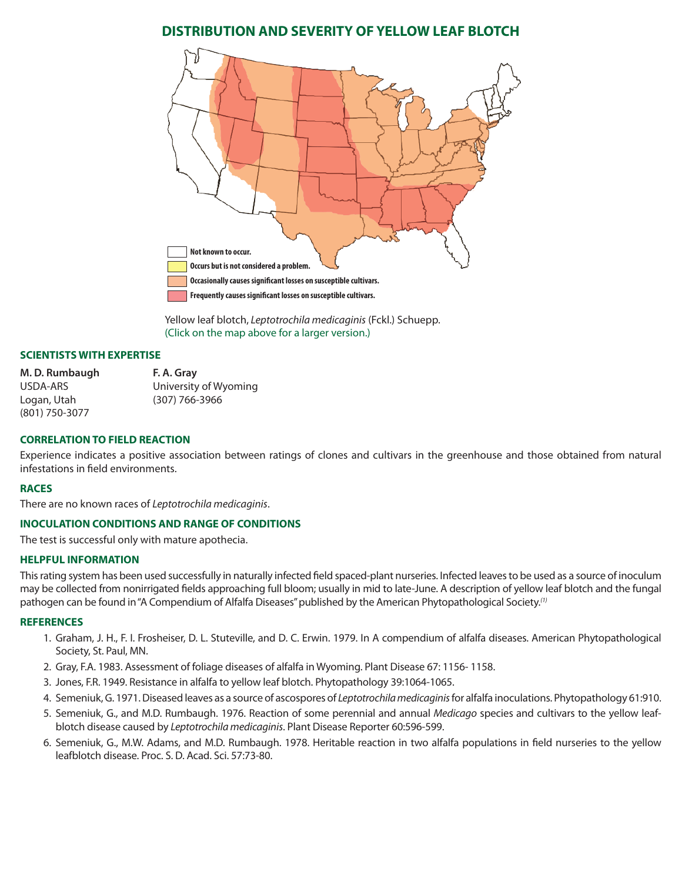## DISTRIBUTION AND SEVERITY OF YELLOW LEAF BLOTCH

Not known to occur.

Occurs but is not considered a problem.

Occasionally causes significant losses on susceptible cultivars.

Frequently causes significant losses on susceptible cultivars.

Yellow leaf blotch, *Leptotrochila medicaginis* (Fckl.) Schuepp.
(Click on the map above for a larger version.)

### SCIENTISTS WITH EXPERTISE

**M. D. Rumbaugh**
USDA-ARS
Logan, Utah
(801) 750-3077

**F. A. Gray**
University of Wyoming
(307) 766-3966

### CORRELATION TO FIELD REACTION

Experience indicates a positive association between ratings of clones and cultivars in the greenhouse and those obtained from natural infestations in field environments.

### RACES

There are no known races of *Leptotrochila medicaginis*.

### INOCULATION CONDITIONS AND RANGE OF CONDITIONS

The test is successful only with mature apothecia.

### HELPFUL INFORMATION

This rating system has been used successfully in naturally infected field spaced-plant nurseries. Infected leaves to be used as a source of inoculum may be collected from nonirrigated fields approaching full bloom; usually in mid to late-June. A description of yellow leaf blotch and the fungal pathogen can be found in "A Compendium of Alfalfa Diseases" published by the American Phytopathological Society.[1]

### REFERENCES

1. Graham, J. H., F. I. Frosheiser, D. L. Stuteville, and D. C. Erwin. 1979. In A compendium of alfalfa diseases. American Phytopathological Society, St. Paul, MN.
2. Gray, F.A. 1983. Assessment of foliage diseases of alfalfa in Wyoming. Plant Disease 67: 1156- 1158.
3. Jones, F.R. 1949. Resistance in alfalfa to yellow leaf blotch. Phytopathology 39:1064-1065.
4. Semeniuk, G. 1971. Diseased leaves as a source of ascospores of *Leptotrochila medicaginis* for alfalfa inoculations. Phytopathology 61:910.
5. Semeniuk, G., and M.D. Rumbaugh. 1976. Reaction of some perennial and annual *Medicago* species and cultivars to the yellow leaf-blotch disease caused by *Leptotrochila medicaginis*. Plant Disease Reporter 60:596-599.
6. Semeniuk, G., M.W. Adams, and M.D. Rumbaugh. 1978. Heritable reaction in two alfalfa populations in field nurseries to the yellow leafblotch disease. Proc. S. D. Acad. Sci. 57:73-80.